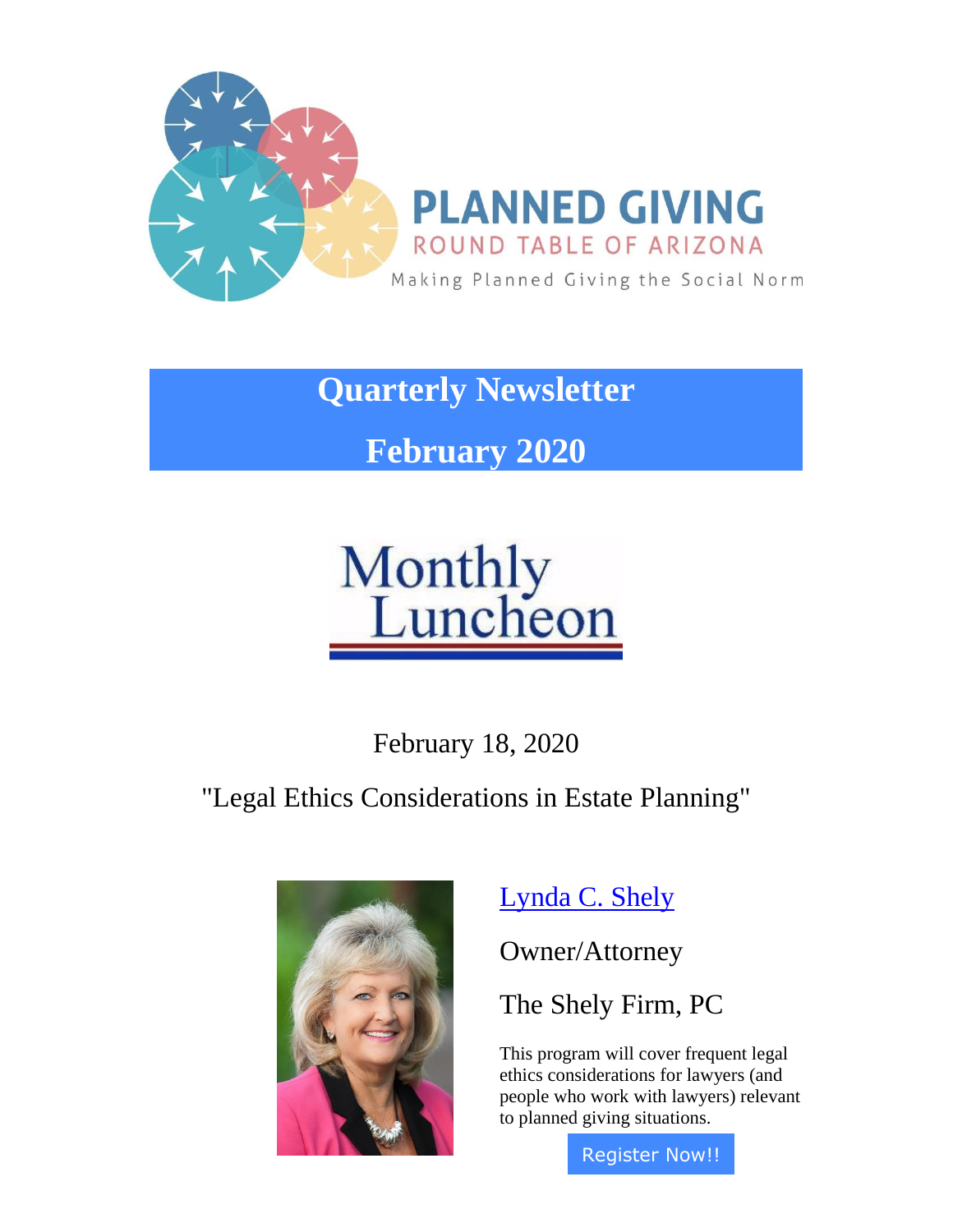PLANNED GIVING

ROUND TABLE OF ARIZONA

Making Planned Giving the Social Norm

# Quarterly Newsletter

# February 2020

## Monthly Luncheon

February 18, 2020

"Legal Ethics Considerations in Estate Planning"

Lynda C. Shely

Owner/Attorney

The Shely Firm, PC

This program will cover frequent legal ethics considerations for lawyers (and people who work with lawyers) relevant to planned giving situations.

Register Now!!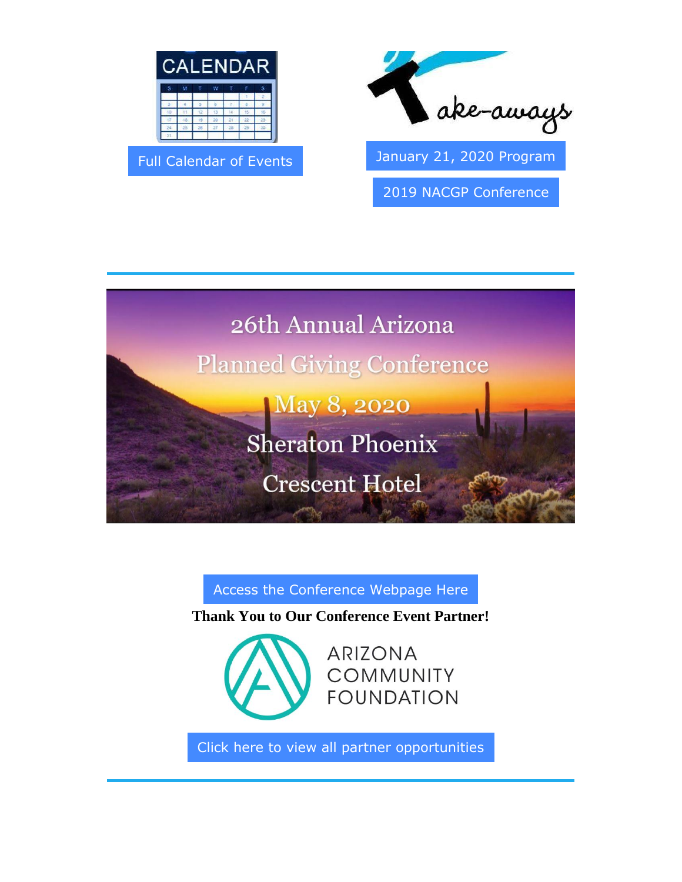CALENDAR

Full Calendar of Events

Take-aways

January 21, 2020 Program

2019 NACGP Conference

---

26th Annual Arizona Planned Giving Conference

May 8, 2020

Sheraton Phoenix Crescent Hotel

Access the Conference Webpage Here

**Thank You to Our Conference Event Partner!**

ARIZONA COMMUNITY FOUNDATION

Click here to view all partner opportunities

---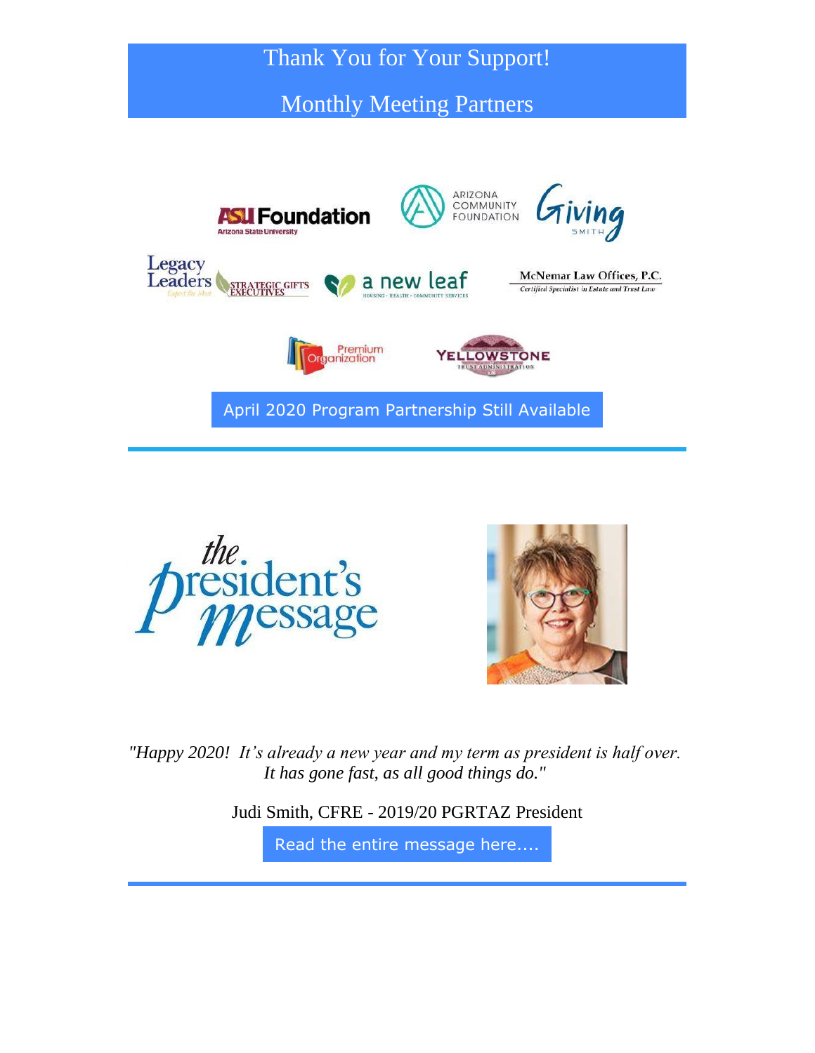## Thank You for Your Support!

## Monthly Meeting Partners

April 2020 Program Partnership Still Available

*"Happy 2020! It's already a new year and my term as president is half over. It has gone fast, as all good things do."*

Judi Smith, CFRE - 2019/20 PGRTAZ President

Read the entire message here....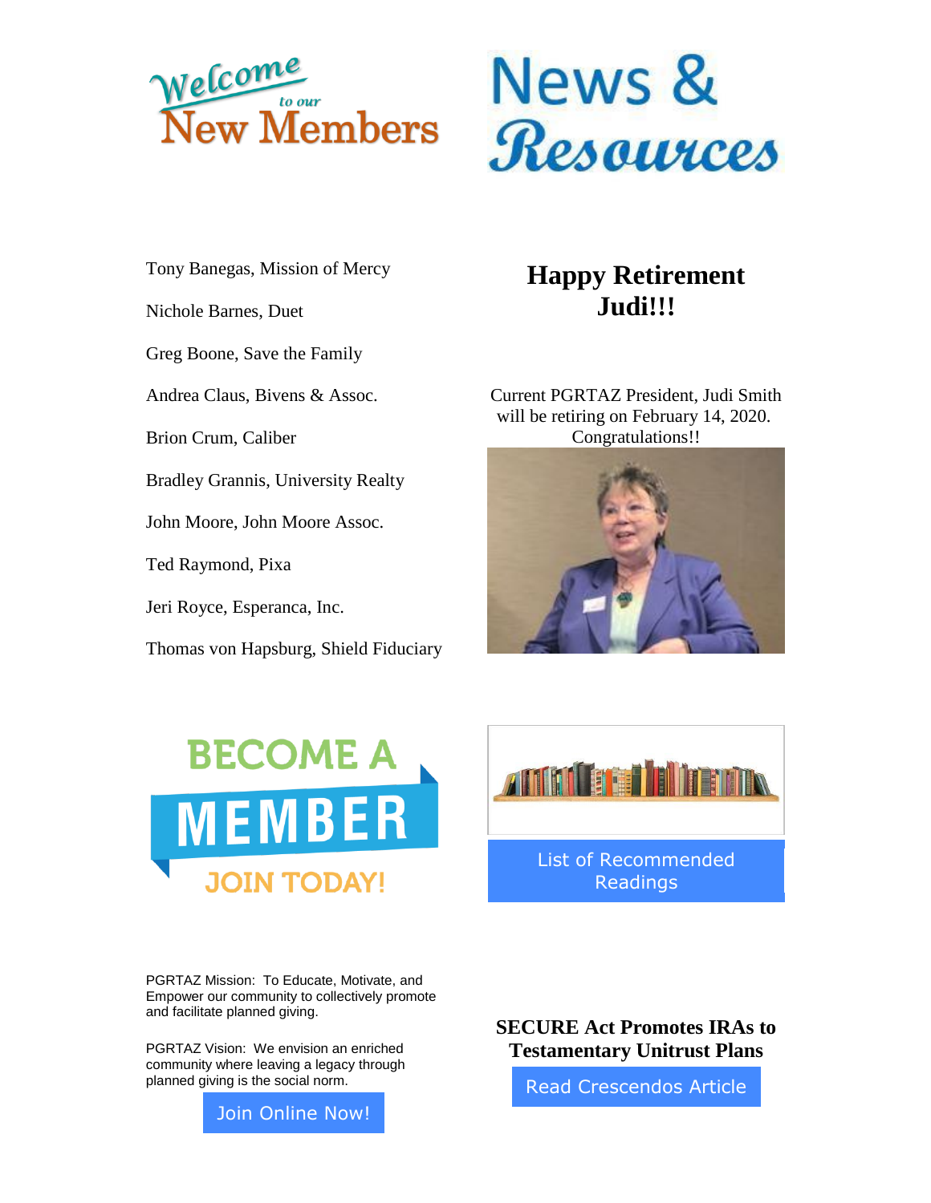## Welcome to our New Members

Tony Banegas, Mission of Mercy

Nichole Barnes, Duet

Greg Boone, Save the Family

Andrea Claus, Bivens & Assoc.

Brion Crum, Caliber

Bradley Grannis, University Realty

John Moore, John Moore Assoc.

Ted Raymond, Pixa

Jeri Royce, Esperanca, Inc.

Thomas von Hapsburg, Shield Fiduciary

## News & Resources

### Happy Retirement Judi!!!

Current PGRTAZ President, Judi Smith will be retiring on February 14, 2020. Congratulations!!

BECOME A MEMBER JOIN TODAY!

List of Recommended Readings

PGRTAZ Mission: To Educate, Motivate, and Empower our community to collectively promote and facilitate planned giving.

PGRTAZ Vision: We envision an enriched community where leaving a legacy through planned giving is the social norm.

Join Online Now!

### SECURE Act Promotes IRAs to Testamentary Unitrust Plans

Read Crescendos Article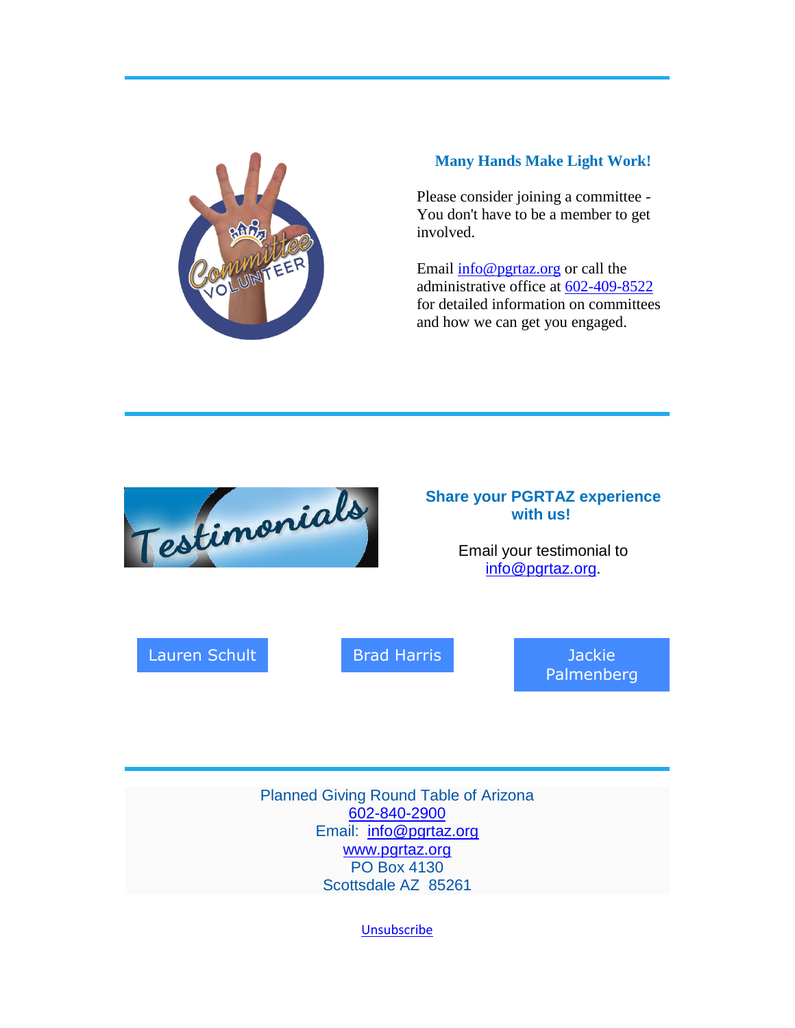### Many Hands Make Light Work!

Please consider joining a committee - You don't have to be a member to get involved.

Email info@pgrtaz.org or call the administrative office at 602-409-8522 for detailed information on committees and how we can get you engaged.

---

### Share your PGRTAZ experience with us!

Email your testimonial to info@pgrtaz.org.

Lauren Schult

Brad Harris

Jackie Palmenberg

---

Planned Giving Round Table of Arizona
602-840-2900
Email: info@pgrtaz.org
www.pgrtaz.org
PO Box 4130
Scottsdale AZ 85261

Unsubscribe